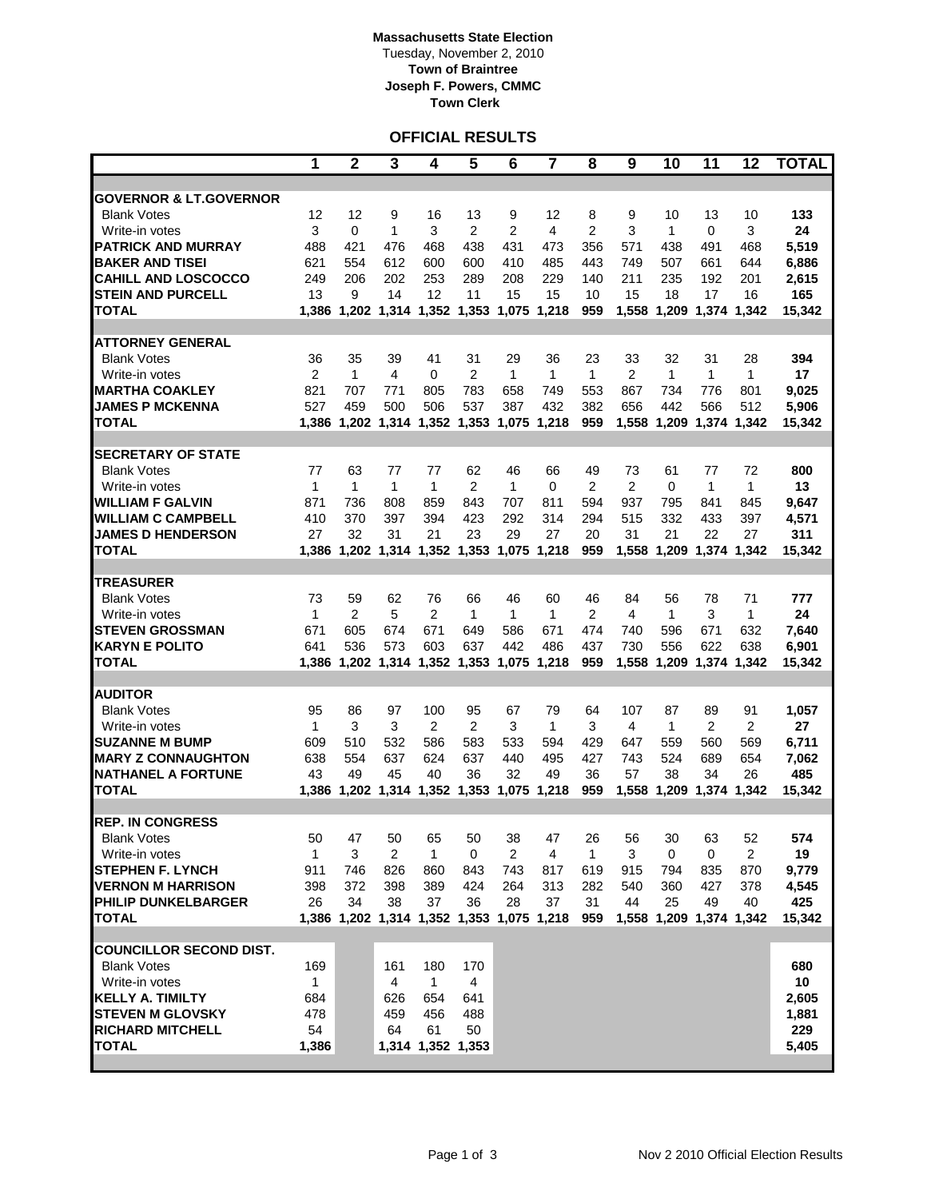**Massachusetts State Election**
Tuesday, November 2, 2010
**Town of Braintree**
**Joseph F. Powers, CMMC**
**Town Clerk**

## OFFICIAL RESULTS

| | 1 | 2 | 3 | 4 | 5 | 6 | 7 | 8 | 9 | 10 | 11 | 12 | TOTAL |
|---|---|---|---|---|---|---|---|---|---|---|---|---|---|
| **GOVERNOR & LT.GOVERNOR** | | | | | | | | | | | | | |
| Blank Votes | 12 | 12 | 9 | 16 | 13 | 9 | 12 | 8 | 9 | 10 | 13 | 10 | **133** |
| Write-in votes | 3 | 0 | 1 | 3 | 2 | 2 | 4 | 2 | 3 | 1 | 0 | 3 | **24** |
| **PATRICK AND MURRAY** | 488 | 421 | 476 | 468 | 438 | 431 | 473 | 356 | 571 | 438 | 491 | 468 | **5,519** |
| **BAKER AND TISEI** | 621 | 554 | 612 | 600 | 600 | 410 | 485 | 443 | 749 | 507 | 661 | 644 | **6,886** |
| **CAHILL AND LOSCOCCO** | 249 | 206 | 202 | 253 | 289 | 208 | 229 | 140 | 211 | 235 | 192 | 201 | **2,615** |
| **STEIN AND PURCELL** | 13 | 9 | 14 | 12 | 11 | 15 | 15 | 10 | 15 | 18 | 17 | 16 | **165** |
| **TOTAL** | **1,386** | **1,202** | **1,314** | **1,352** | **1,353** | **1,075** | **1,218** | **959** | **1,558** | **1,209** | **1,374** | **1,342** | **15,342** |
| **ATTORNEY GENERAL** | | | | | | | | | | | | | |
| Blank Votes | 36 | 35 | 39 | 41 | 31 | 29 | 36 | 23 | 33 | 32 | 31 | 28 | **394** |
| Write-in votes | 2 | 1 | 4 | 0 | 2 | 1 | 1 | 1 | 2 | 1 | 1 | 1 | **17** |
| **MARTHA COAKLEY** | 821 | 707 | 771 | 805 | 783 | 658 | 749 | 553 | 867 | 734 | 776 | 801 | **9,025** |
| **JAMES P MCKENNA** | 527 | 459 | 500 | 506 | 537 | 387 | 432 | 382 | 656 | 442 | 566 | 512 | **5,906** |
| **TOTAL** | **1,386** | **1,202** | **1,314** | **1,352** | **1,353** | **1,075** | **1,218** | **959** | **1,558** | **1,209** | **1,374** | **1,342** | **15,342** |
| **SECRETARY OF STATE** | | | | | | | | | | | | | |
| Blank Votes | 77 | 63 | 77 | 77 | 62 | 46 | 66 | 49 | 73 | 61 | 77 | 72 | **800** |
| Write-in votes | 1 | 1 | 1 | 1 | 2 | 1 | 0 | 2 | 2 | 0 | 1 | 1 | **13** |
| **WILLIAM F GALVIN** | 871 | 736 | 808 | 859 | 843 | 707 | 811 | 594 | 937 | 795 | 841 | 845 | **9,647** |
| **WILLIAM C CAMPBELL** | 410 | 370 | 397 | 394 | 423 | 292 | 314 | 294 | 515 | 332 | 433 | 397 | **4,571** |
| **JAMES D HENDERSON** | 27 | 32 | 31 | 21 | 23 | 29 | 27 | 20 | 31 | 21 | 22 | 27 | **311** |
| **TOTAL** | **1,386** | **1,202** | **1,314** | **1,352** | **1,353** | **1,075** | **1,218** | **959** | **1,558** | **1,209** | **1,374** | **1,342** | **15,342** |
| **TREASURER** | | | | | | | | | | | | | |
| Blank Votes | 73 | 59 | 62 | 76 | 66 | 46 | 60 | 46 | 84 | 56 | 78 | 71 | **777** |
| Write-in votes | 1 | 2 | 5 | 2 | 1 | 1 | 1 | 2 | 4 | 1 | 3 | 1 | **24** |
| **STEVEN GROSSMAN** | 671 | 605 | 674 | 671 | 649 | 586 | 671 | 474 | 740 | 596 | 671 | 632 | **7,640** |
| **KARYN E POLITO** | 641 | 536 | 573 | 603 | 637 | 442 | 486 | 437 | 730 | 556 | 622 | 638 | **6,901** |
| **TOTAL** | **1,386** | **1,202** | **1,314** | **1,352** | **1,353** | **1,075** | **1,218** | **959** | **1,558** | **1,209** | **1,374** | **1,342** | **15,342** |
| **AUDITOR** | | | | | | | | | | | | | |
| Blank Votes | 95 | 86 | 97 | 100 | 95 | 67 | 79 | 64 | 107 | 87 | 89 | 91 | **1,057** |
| Write-in votes | 1 | 3 | 3 | 2 | 2 | 3 | 1 | 3 | 4 | 1 | 2 | 2 | **27** |
| **SUZANNE M BUMP** | 609 | 510 | 532 | 586 | 583 | 533 | 594 | 429 | 647 | 559 | 560 | 569 | **6,711** |
| **MARY Z CONNAUGHTON** | 638 | 554 | 637 | 624 | 637 | 440 | 495 | 427 | 743 | 524 | 689 | 654 | **7,062** |
| **NATHANEL A FORTUNE** | 43 | 49 | 45 | 40 | 36 | 32 | 49 | 36 | 57 | 38 | 34 | 26 | **485** |
| **TOTAL** | **1,386** | **1,202** | **1,314** | **1,352** | **1,353** | **1,075** | **1,218** | **959** | **1,558** | **1,209** | **1,374** | **1,342** | **15,342** |
| **REP. IN CONGRESS** | | | | | | | | | | | | | |
| Blank Votes | 50 | 47 | 50 | 65 | 50 | 38 | 47 | 26 | 56 | 30 | 63 | 52 | **574** |
| Write-in votes | 1 | 3 | 2 | 1 | 0 | 2 | 4 | 1 | 3 | 0 | 0 | 2 | **19** |
| **STEPHEN F. LYNCH** | 911 | 746 | 826 | 860 | 843 | 743 | 817 | 619 | 915 | 794 | 835 | 870 | **9,779** |
| **VERNON M HARRISON** | 398 | 372 | 398 | 389 | 424 | 264 | 313 | 282 | 540 | 360 | 427 | 378 | **4,545** |
| **PHILIP DUNKELBARGER** | 26 | 34 | 38 | 37 | 36 | 28 | 37 | 31 | 44 | 25 | 49 | 40 | **425** |
| **TOTAL** | **1,386** | **1,202** | **1,314** | **1,352** | **1,353** | **1,075** | **1,218** | **959** | **1,558** | **1,209** | **1,374** | **1,342** | **15,342** |
| **COUNCILLOR SECOND DIST.** | | | | | | | | | | | | | |
| Blank Votes | 169 | | 161 | 180 | 170 | | | | | | | | **680** |
| Write-in votes | 1 | | 4 | 1 | 4 | | | | | | | | **10** |
| **KELLY A. TIMILTY** | 684 | | 626 | 654 | 641 | | | | | | | | **2,605** |
| **STEVEN M GLOVSKY** | 478 | | 459 | 456 | 488 | | | | | | | | **1,881** |
| **RICHARD MITCHELL** | 54 | | 64 | 61 | 50 | | | | | | | | **229** |
| **TOTAL** | **1,386** | | **1,314** | **1,352** | **1,353** | | | | | | | | **5,405** |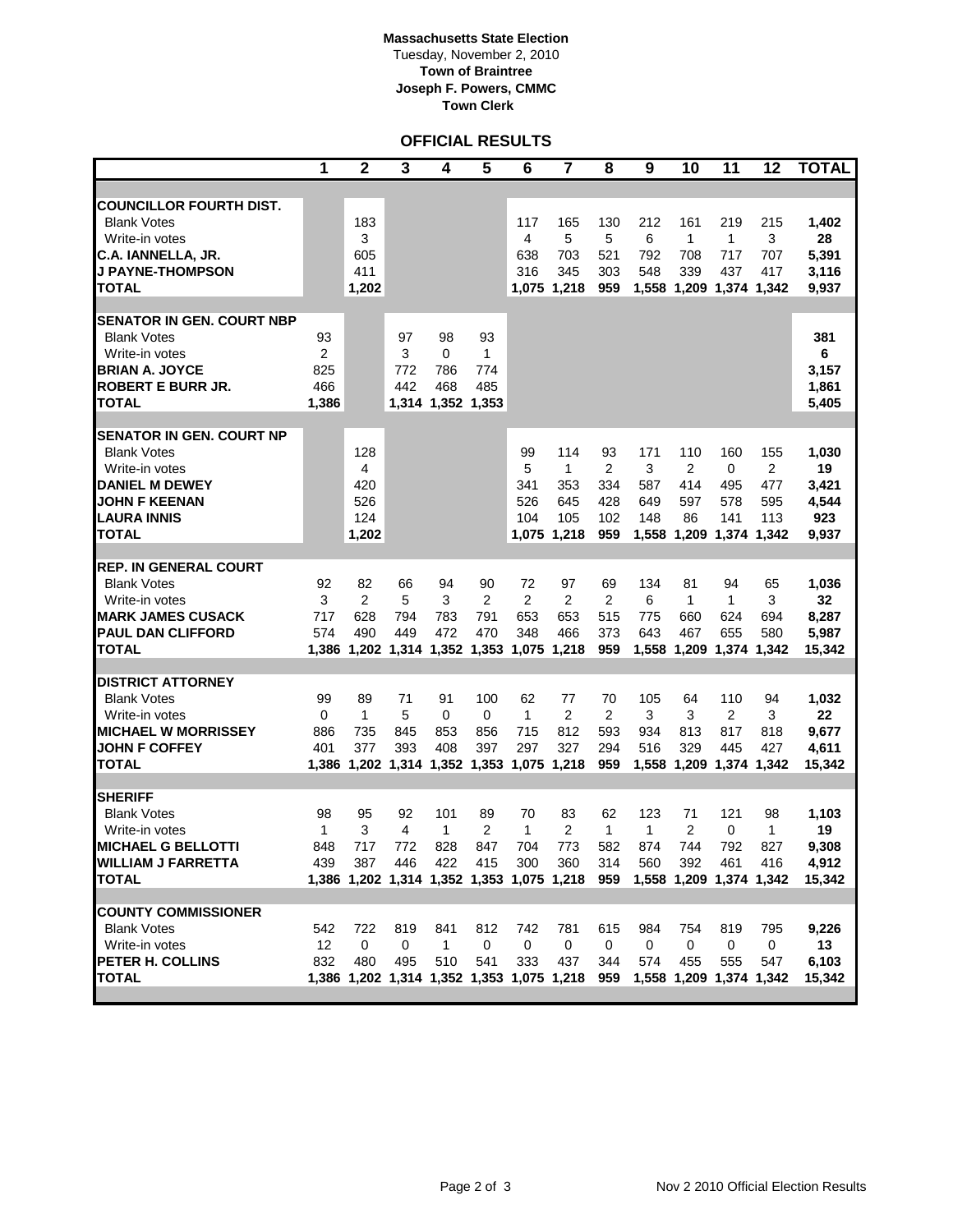**Massachusetts State Election**
Tuesday, November 2, 2010
**Town of Braintree**
**Joseph F. Powers, CMMC**
**Town Clerk**

## OFFICIAL RESULTS

| | 1 | 2 | 3 | 4 | 5 | 6 | 7 | 8 | 9 | 10 | 11 | 12 | TOTAL |
|---|---|---|---|---|---|---|---|---|---|---|---|---|---|
| **COUNCILLOR FOURTH DIST.** | | | | | | | | | | | | | |
| Blank Votes | | 183 | | | | 117 | 165 | 130 | 212 | 161 | 219 | 215 | **1,402** |
| Write-in votes | | 3 | | | | 4 | 5 | 5 | 6 | 1 | 1 | 3 | **28** |
| **C.A. IANNELLA, JR.** | | 605 | | | | 638 | 703 | 521 | 792 | 708 | 717 | 707 | **5,391** |
| **J PAYNE-THOMPSON** | | 411 | | | | 316 | 345 | 303 | 548 | 339 | 437 | 417 | **3,116** |
| **TOTAL** | | **1,202** | | | | **1,075** | **1,218** | **959** | **1,558** | **1,209** | **1,374** | **1,342** | **9,937** |
| **SENATOR IN GEN. COURT NBP** | | | | | | | | | | | | | |
| Blank Votes | 93 | | 97 | 98 | 93 | | | | | | | | **381** |
| Write-in votes | 2 | | 3 | 0 | 1 | | | | | | | | **6** |
| **BRIAN A. JOYCE** | 825 | | 772 | 786 | 774 | | | | | | | | **3,157** |
| **ROBERT E BURR JR.** | 466 | | 442 | 468 | 485 | | | | | | | | **1,861** |
| **TOTAL** | **1,386** | | **1,314** | **1,352** | **1,353** | | | | | | | | **5,405** |
| **SENATOR IN GEN. COURT NP** | | | | | | | | | | | | | |
| Blank Votes | | 128 | | | | 99 | 114 | 93 | 171 | 110 | 160 | 155 | **1,030** |
| Write-in votes | | 4 | | | | 5 | 1 | 2 | 3 | 2 | 0 | 2 | **19** |
| **DANIEL M DEWEY** | | 420 | | | | 341 | 353 | 334 | 587 | 414 | 495 | 477 | **3,421** |
| **JOHN F KEENAN** | | 526 | | | | 526 | 645 | 428 | 649 | 597 | 578 | 595 | **4,544** |
| **LAURA INNIS** | | 124 | | | | 104 | 105 | 102 | 148 | 86 | 141 | 113 | **923** |
| **TOTAL** | | **1,202** | | | | **1,075** | **1,218** | **959** | **1,558** | **1,209** | **1,374** | **1,342** | **9,937** |
| **REP. IN GENERAL COURT** | | | | | | | | | | | | | |
| Blank Votes | 92 | 82 | 66 | 94 | 90 | 72 | 97 | 69 | 134 | 81 | 94 | 65 | **1,036** |
| Write-in votes | 3 | 2 | 5 | 3 | 2 | 2 | 2 | 2 | 6 | 1 | 1 | 3 | **32** |
| **MARK JAMES CUSACK** | 717 | 628 | 794 | 783 | 791 | 653 | 653 | 515 | 775 | 660 | 624 | 694 | **8,287** |
| **PAUL DAN CLIFFORD** | 574 | 490 | 449 | 472 | 470 | 348 | 466 | 373 | 643 | 467 | 655 | 580 | **5,987** |
| **TOTAL** | **1,386** | **1,202** | **1,314** | **1,352** | **1,353** | **1,075** | **1,218** | **959** | **1,558** | **1,209** | **1,374** | **1,342** | **15,342** |
| **DISTRICT ATTORNEY** | | | | | | | | | | | | | |
| Blank Votes | 99 | 89 | 71 | 91 | 100 | 62 | 77 | 70 | 105 | 64 | 110 | 94 | **1,032** |
| Write-in votes | 0 | 1 | 5 | 0 | 0 | 1 | 2 | 2 | 3 | 3 | 2 | 3 | **22** |
| **MICHAEL W MORRISSEY** | 886 | 735 | 845 | 853 | 856 | 715 | 812 | 593 | 934 | 813 | 817 | 818 | **9,677** |
| **JOHN F COFFEY** | 401 | 377 | 393 | 408 | 397 | 297 | 327 | 294 | 516 | 329 | 445 | 427 | **4,611** |
| **TOTAL** | **1,386** | **1,202** | **1,314** | **1,352** | **1,353** | **1,075** | **1,218** | **959** | **1,558** | **1,209** | **1,374** | **1,342** | **15,342** |
| **SHERIFF** | | | | | | | | | | | | | |
| Blank Votes | 98 | 95 | 92 | 101 | 89 | 70 | 83 | 62 | 123 | 71 | 121 | 98 | **1,103** |
| Write-in votes | 1 | 3 | 4 | 1 | 2 | 1 | 2 | 1 | 1 | 2 | 0 | 1 | **19** |
| **MICHAEL G BELLOTTI** | 848 | 717 | 772 | 828 | 847 | 704 | 773 | 582 | 874 | 744 | 792 | 827 | **9,308** |
| **WILLIAM J FARRETTA** | 439 | 387 | 446 | 422 | 415 | 300 | 360 | 314 | 560 | 392 | 461 | 416 | **4,912** |
| **TOTAL** | **1,386** | **1,202** | **1,314** | **1,352** | **1,353** | **1,075** | **1,218** | **959** | **1,558** | **1,209** | **1,374** | **1,342** | **15,342** |
| **COUNTY COMMISSIONER** | | | | | | | | | | | | | |
| Blank Votes | 542 | 722 | 819 | 841 | 812 | 742 | 781 | 615 | 984 | 754 | 819 | 795 | **9,226** |
| Write-in votes | 12 | 0 | 0 | 1 | 0 | 0 | 0 | 0 | 0 | 0 | 0 | 0 | **13** |
| **PETER H. COLLINS** | 832 | 480 | 495 | 510 | 541 | 333 | 437 | 344 | 574 | 455 | 555 | 547 | **6,103** |
| **TOTAL** | **1,386** | **1,202** | **1,314** | **1,352** | **1,353** | **1,075** | **1,218** | **959** | **1,558** | **1,209** | **1,374** | **1,342** | **15,342** |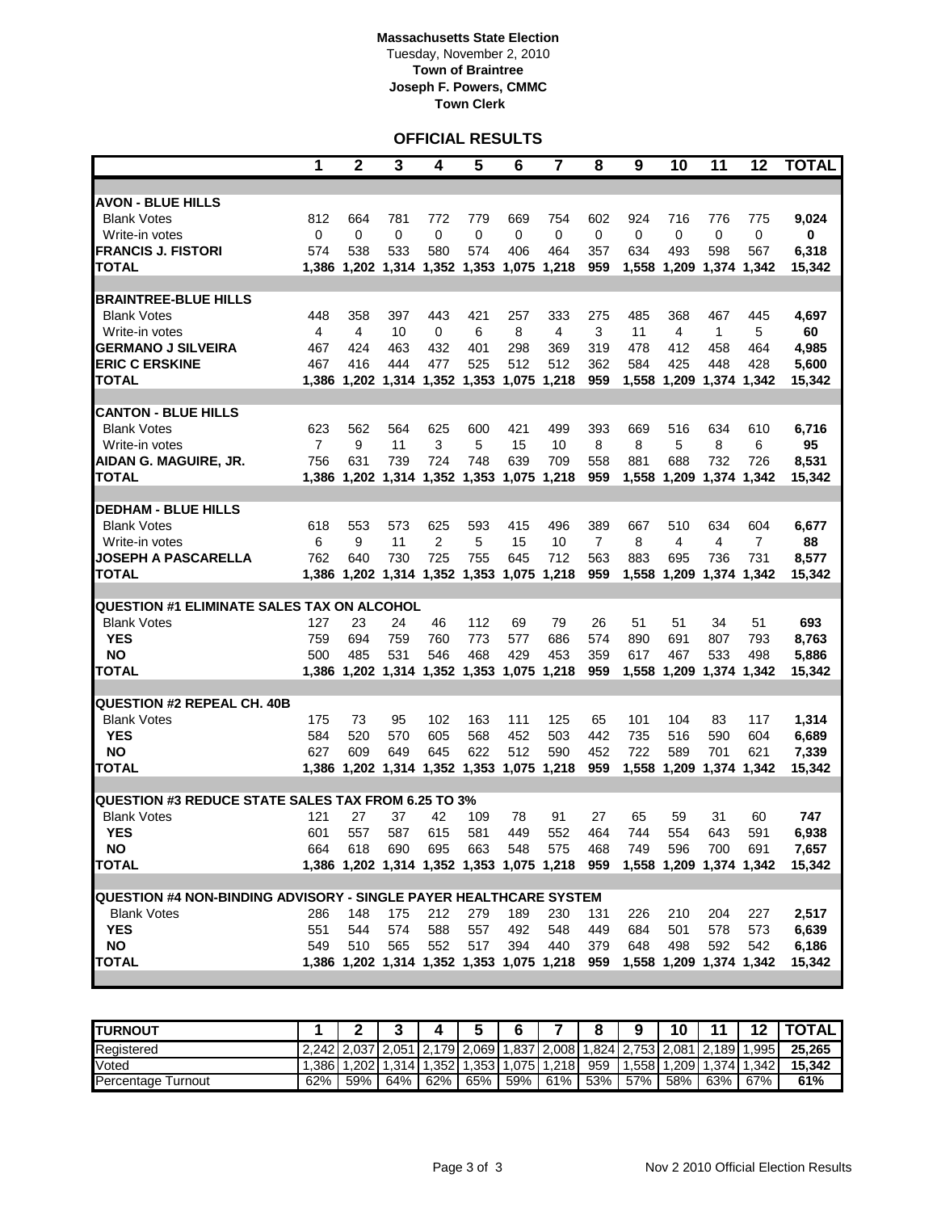**Massachusetts State Election**
Tuesday, November 2, 2010
**Town of Braintree**
**Joseph F. Powers, CMMC**
**Town Clerk**

## OFFICIAL RESULTS

| | 1 | 2 | 3 | 4 | 5 | 6 | 7 | 8 | 9 | 10 | 11 | 12 | TOTAL |
|---|---|---|---|---|---|---|---|---|---|---|---|---|---|
| **AVON - BLUE HILLS** | | | | | | | | | | | | | |
| Blank Votes | 812 | 664 | 781 | 772 | 779 | 669 | 754 | 602 | 924 | 716 | 776 | 775 | **9,024** |
| Write-in votes | 0 | 0 | 0 | 0 | 0 | 0 | 0 | 0 | 0 | 0 | 0 | 0 | **0** |
| **FRANCIS J. FISTORI** | 574 | 538 | 533 | 580 | 574 | 406 | 464 | 357 | 634 | 493 | 598 | 567 | **6,318** |
| **TOTAL** | **1,386** | **1,202** | **1,314** | **1,352** | **1,353** | **1,075** | **1,218** | **959** | **1,558** | **1,209** | **1,374** | **1,342** | **15,342** |
| **BRAINTREE-BLUE HILLS** | | | | | | | | | | | | | |
| Blank Votes | 448 | 358 | 397 | 443 | 421 | 257 | 333 | 275 | 485 | 368 | 467 | 445 | **4,697** |
| Write-in votes | 4 | 4 | 10 | 0 | 6 | 8 | 4 | 3 | 11 | 4 | 1 | 5 | **60** |
| **GERMANO J SILVEIRA** | 467 | 424 | 463 | 432 | 401 | 298 | 369 | 319 | 478 | 412 | 458 | 464 | **4,985** |
| **ERIC C ERSKINE** | 467 | 416 | 444 | 477 | 525 | 512 | 512 | 362 | 584 | 425 | 448 | 428 | **5,600** |
| **TOTAL** | **1,386** | **1,202** | **1,314** | **1,352** | **1,353** | **1,075** | **1,218** | **959** | **1,558** | **1,209** | **1,374** | **1,342** | **15,342** |
| **CANTON - BLUE HILLS** | | | | | | | | | | | | | |
| Blank Votes | 623 | 562 | 564 | 625 | 600 | 421 | 499 | 393 | 669 | 516 | 634 | 610 | **6,716** |
| Write-in votes | 7 | 9 | 11 | 3 | 5 | 15 | 10 | 8 | 8 | 5 | 8 | 6 | **95** |
| **AIDAN G. MAGUIRE, JR.** | 756 | 631 | 739 | 724 | 748 | 639 | 709 | 558 | 881 | 688 | 732 | 726 | **8,531** |
| **TOTAL** | **1,386** | **1,202** | **1,314** | **1,352** | **1,353** | **1,075** | **1,218** | **959** | **1,558** | **1,209** | **1,374** | **1,342** | **15,342** |
| **DEDHAM - BLUE HILLS** | | | | | | | | | | | | | |
| Blank Votes | 618 | 553 | 573 | 625 | 593 | 415 | 496 | 389 | 667 | 510 | 634 | 604 | **6,677** |
| Write-in votes | 6 | 9 | 11 | 2 | 5 | 15 | 10 | 7 | 8 | 4 | 4 | 7 | **88** |
| **JOSEPH A PASCARELLA** | 762 | 640 | 730 | 725 | 755 | 645 | 712 | 563 | 883 | 695 | 736 | 731 | **8,577** |
| **TOTAL** | **1,386** | **1,202** | **1,314** | **1,352** | **1,353** | **1,075** | **1,218** | **959** | **1,558** | **1,209** | **1,374** | **1,342** | **15,342** |
| **QUESTION #1 ELIMINATE SALES TAX ON ALCOHOL** | | | | | | | | | | | | | |
| Blank Votes | 127 | 23 | 24 | 46 | 112 | 69 | 79 | 26 | 51 | 51 | 34 | 51 | **693** |
| **YES** | 759 | 694 | 759 | 760 | 773 | 577 | 686 | 574 | 890 | 691 | 807 | 793 | **8,763** |
| **NO** | 500 | 485 | 531 | 546 | 468 | 429 | 453 | 359 | 617 | 467 | 533 | 498 | **5,886** |
| **TOTAL** | **1,386** | **1,202** | **1,314** | **1,352** | **1,353** | **1,075** | **1,218** | **959** | **1,558** | **1,209** | **1,374** | **1,342** | **15,342** |
| **QUESTION #2 REPEAL CH. 40B** | | | | | | | | | | | | | |
| Blank Votes | 175 | 73 | 95 | 102 | 163 | 111 | 125 | 65 | 101 | 104 | 83 | 117 | **1,314** |
| **YES** | 584 | 520 | 570 | 605 | 568 | 452 | 503 | 442 | 735 | 516 | 590 | 604 | **6,689** |
| **NO** | 627 | 609 | 649 | 645 | 622 | 512 | 590 | 452 | 722 | 589 | 701 | 621 | **7,339** |
| **TOTAL** | **1,386** | **1,202** | **1,314** | **1,352** | **1,353** | **1,075** | **1,218** | **959** | **1,558** | **1,209** | **1,374** | **1,342** | **15,342** |
| **QUESTION #3 REDUCE STATE SALES TAX FROM 6.25 TO 3%** | | | | | | | | | | | | | |
| Blank Votes | 121 | 27 | 37 | 42 | 109 | 78 | 91 | 27 | 65 | 59 | 31 | 60 | **747** |
| **YES** | 601 | 557 | 587 | 615 | 581 | 449 | 552 | 464 | 744 | 554 | 643 | 591 | **6,938** |
| **NO** | 664 | 618 | 690 | 695 | 663 | 548 | 575 | 468 | 749 | 596 | 700 | 691 | **7,657** |
| **TOTAL** | **1,386** | **1,202** | **1,314** | **1,352** | **1,353** | **1,075** | **1,218** | **959** | **1,558** | **1,209** | **1,374** | **1,342** | **15,342** |
| **QUESTION #4 NON-BINDING ADVISORY - SINGLE PAYER HEALTHCARE SYSTEM** | | | | | | | | | | | | | |
| Blank Votes | 286 | 148 | 175 | 212 | 279 | 189 | 230 | 131 | 226 | 210 | 204 | 227 | **2,517** |
| **YES** | 551 | 544 | 574 | 588 | 557 | 492 | 548 | 449 | 684 | 501 | 578 | 573 | **6,639** |
| **NO** | 549 | 510 | 565 | 552 | 517 | 394 | 440 | 379 | 648 | 498 | 592 | 542 | **6,186** |
| **TOTAL** | **1,386** | **1,202** | **1,314** | **1,352** | **1,353** | **1,075** | **1,218** | **959** | **1,558** | **1,209** | **1,374** | **1,342** | **15,342** |

| TURNOUT | 1 | 2 | 3 | 4 | 5 | 6 | 7 | 8 | 9 | 10 | 11 | 12 | TOTAL |
|---|---|---|---|---|---|---|---|---|---|---|---|---|---|
| Registered | 2,242 | 2,037 | 2,051 | 2,179 | 2,069 | 1,837 | 2,008 | 1,824 | 2,753 | 2,081 | 2,189 | 1,995 | **25,265** |
| Voted | 1,386 | 1,202 | 1,314 | 1,352 | 1,353 | 1,075 | 1,218 | 959 | 1,558 | 1,209 | 1,374 | 1,342 | **15,342** |
| Percentage Turnout | 62% | 59% | 64% | 62% | 65% | 59% | 61% | 53% | 57% | 58% | 63% | 67% | **61%** |